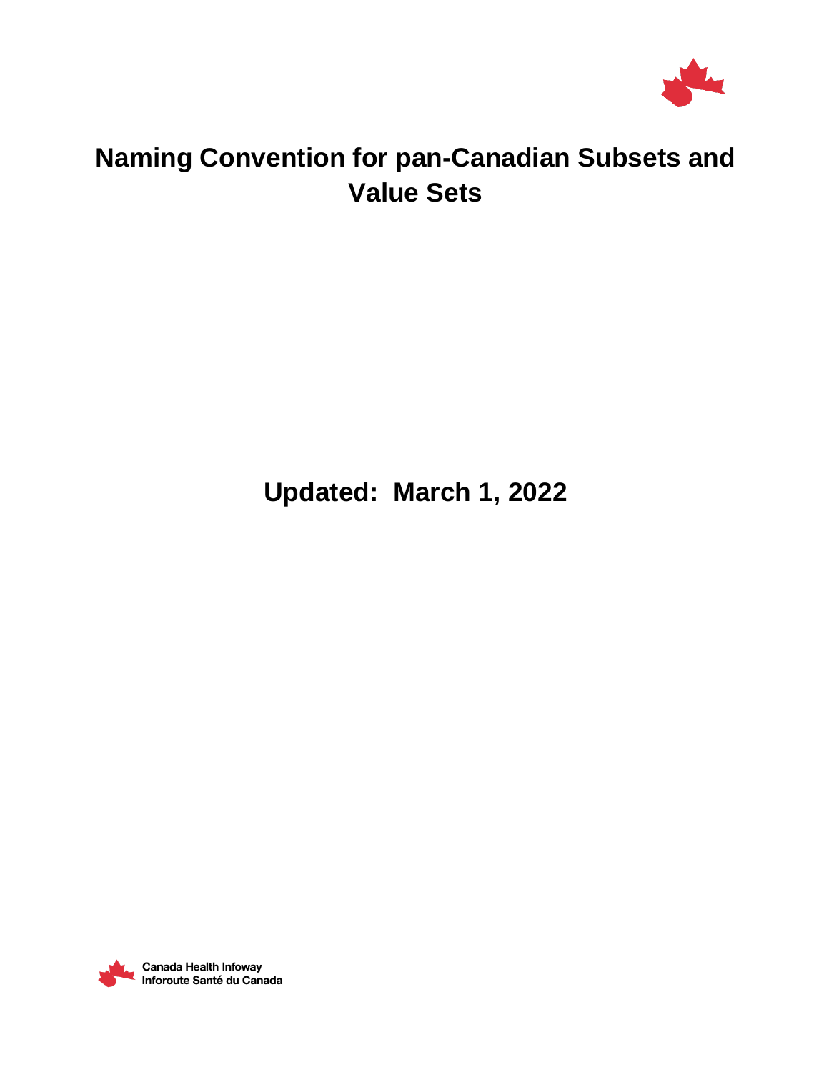# Naming Convention for pan-Canadian Subsets and Value Sets

**Updated: March 1, 2022**

Canada Health Infoway
Inforoute Santé du Canada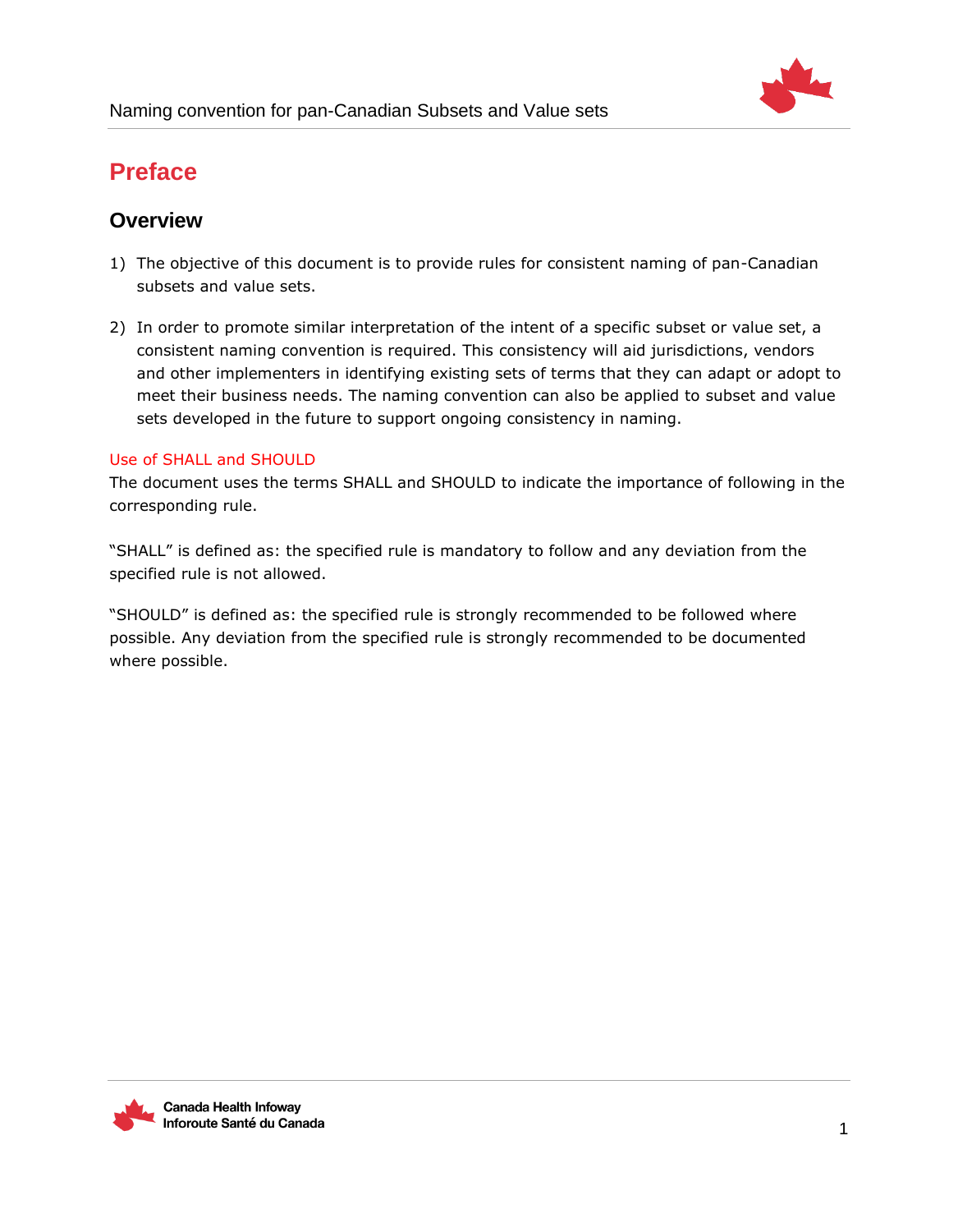# Preface

## Overview

1) The objective of this document is to provide rules for consistent naming of pan-Canadian subsets and value sets.

2) In order to promote similar interpretation of the intent of a specific subset or value set, a consistent naming convention is required. This consistency will aid jurisdictions, vendors and other implementers in identifying existing sets of terms that they can adapt or adopt to meet their business needs. The naming convention can also be applied to subset and value sets developed in the future to support ongoing consistency in naming.

### Use of SHALL and SHOULD

The document uses the terms SHALL and SHOULD to indicate the importance of following in the corresponding rule.

"SHALL" is defined as: the specified rule is mandatory to follow and any deviation from the specified rule is not allowed.

"SHOULD" is defined as: the specified rule is strongly recommended to be followed where possible. Any deviation from the specified rule is strongly recommended to be documented where possible.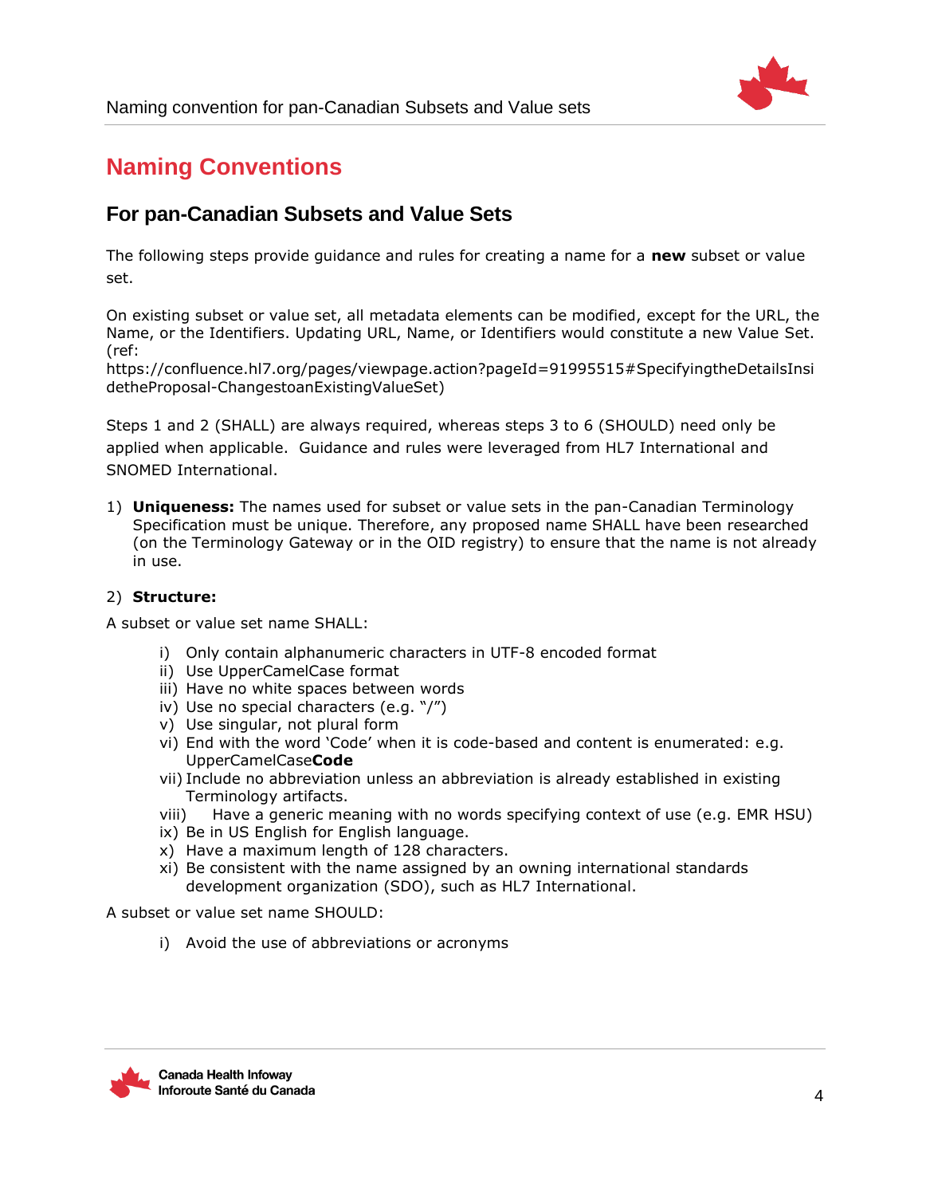# Naming Conventions

## For pan-Canadian Subsets and Value Sets

The following steps provide guidance and rules for creating a name for a **new** subset or value set.

On existing subset or value set, all metadata elements can be modified, except for the URL, the Name, or the Identifiers. Updating URL, Name, or Identifiers would constitute a new Value Set. (ref: https://confluence.hl7.org/pages/viewpage.action?pageId=91995515#SpecifyingtheDetailsInsidetheProposal-ChangestoanExistingValueSet)

Steps 1 and 2 (SHALL) are always required, whereas steps 3 to 6 (SHOULD) need only be applied when applicable. Guidance and rules were leveraged from HL7 International and SNOMED International.

1) **Uniqueness:** The names used for subset or value sets in the pan-Canadian Terminology Specification must be unique. Therefore, any proposed name SHALL have been researched (on the Terminology Gateway or in the OID registry) to ensure that the name is not already in use.

2) **Structure:**

A subset or value set name SHALL:

- i) Only contain alphanumeric characters in UTF-8 encoded format
- ii) Use UpperCamelCase format
- iii) Have no white spaces between words
- iv) Use no special characters (e.g. "/")
- v) Use singular, not plural form
- vi) End with the word 'Code' when it is code-based and content is enumerated: e.g. UpperCamelCase**Code**
- vii) Include no abbreviation unless an abbreviation is already established in existing Terminology artifacts.
- viii) Have a generic meaning with no words specifying context of use (e.g. EMR HSU)
- ix) Be in US English for English language.
- x) Have a maximum length of 128 characters.
- xi) Be consistent with the name assigned by an owning international standards development organization (SDO), such as HL7 International.

A subset or value set name SHOULD:

- i) Avoid the use of abbreviations or acronyms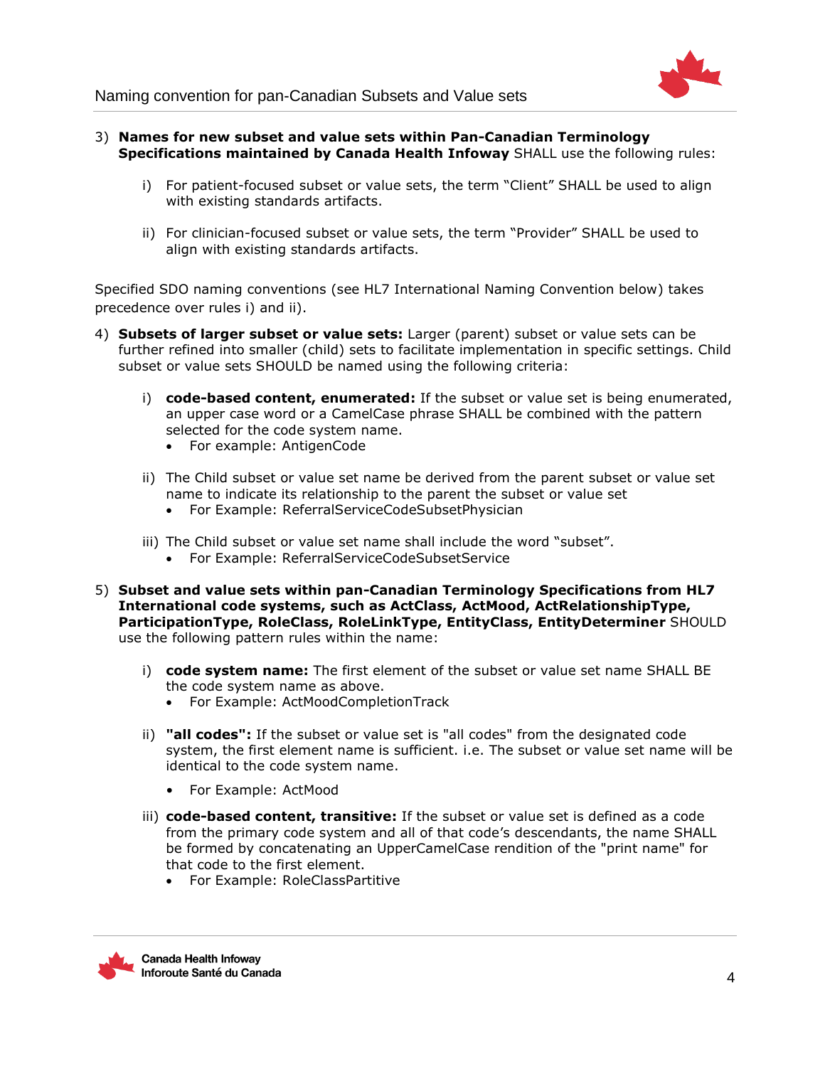3) **Names for new subset and value sets within Pan-Canadian Terminology Specifications maintained by Canada Health Infoway** SHALL use the following rules:

   i) For patient-focused subset or value sets, the term "Client" SHALL be used to align with existing standards artifacts.

   ii) For clinician-focused subset or value sets, the term "Provider" SHALL be used to align with existing standards artifacts.

Specified SDO naming conventions (see HL7 International Naming Convention below) takes precedence over rules i) and ii).

4) **Subsets of larger subset or value sets:** Larger (parent) subset or value sets can be further refined into smaller (child) sets to facilitate implementation in specific settings. Child subset or value sets SHOULD be named using the following criteria:

   i) **code-based content, enumerated:** If the subset or value set is being enumerated, an upper case word or a CamelCase phrase SHALL be combined with the pattern selected for the code system name.
      - For example: AntigenCode

   ii) The Child subset or value set name be derived from the parent subset or value set name to indicate its relationship to the parent the subset or value set
      - For Example: ReferralServiceCodeSubsetPhysician

   iii) The Child subset or value set name shall include the word "subset".
      - For Example: ReferralServiceCodeSubsetService

5) **Subset and value sets within pan-Canadian Terminology Specifications from HL7 International code systems, such as ActClass, ActMood, ActRelationshipType, ParticipationType, RoleClass, RoleLinkType, EntityClass, EntityDeterminer** SHOULD use the following pattern rules within the name:

   i) **code system name:** The first element of the subset or value set name SHALL BE the code system name as above.
      - For Example: ActMoodCompletionTrack

   ii) **"all codes":** If the subset or value set is "all codes" from the designated code system, the first element name is sufficient. i.e. The subset or value set name will be identical to the code system name.
      - For Example: ActMood

   iii) **code-based content, transitive:** If the subset or value set is defined as a code from the primary code system and all of that code's descendants, the name SHALL be formed by concatenating an UpperCamelCase rendition of the "print name" for that code to the first element.
      - For Example: RoleClassPartitive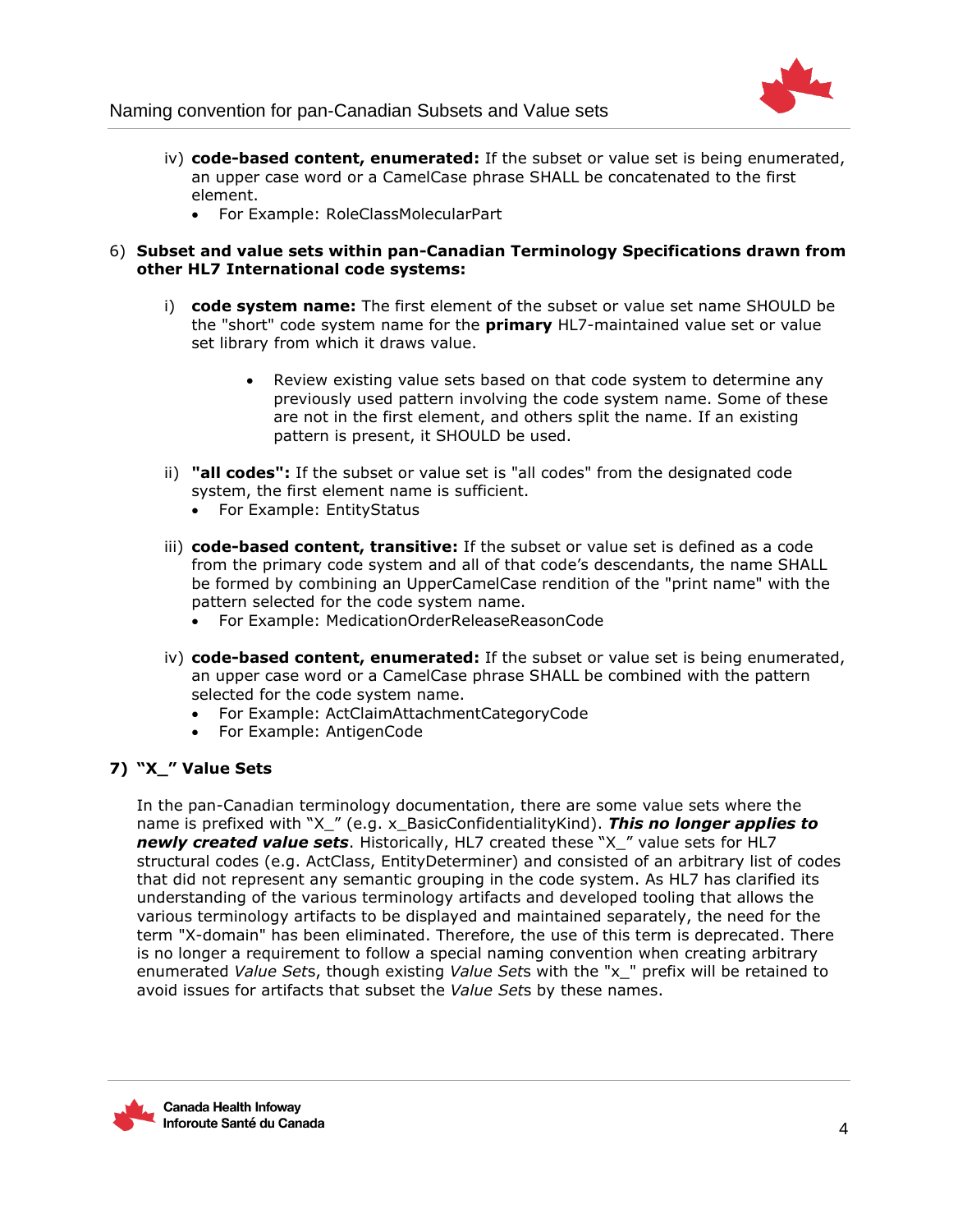iv) **code-based content, enumerated:** If the subset or value set is being enumerated, an upper case word or a CamelCase phrase SHALL be concatenated to the first element.

- For Example: RoleClassMolecularPart

6) **Subset and value sets within pan-Canadian Terminology Specifications drawn from other HL7 International code systems:**

i) **code system name:** The first element of the subset or value set name SHOULD be the "short" code system name for the **primary** HL7-maintained value set or value set library from which it draws value.

- Review existing value sets based on that code system to determine any previously used pattern involving the code system name. Some of these are not in the first element, and others split the name. If an existing pattern is present, it SHOULD be used.

ii) **"all codes":** If the subset or value set is "all codes" from the designated code system, the first element name is sufficient.

- For Example: EntityStatus

iii) **code-based content, transitive:** If the subset or value set is defined as a code from the primary code system and all of that code's descendants, the name SHALL be formed by combining an UpperCamelCase rendition of the "print name" with the pattern selected for the code system name.

- For Example: MedicationOrderReleaseReasonCode

iv) **code-based content, enumerated:** If the subset or value set is being enumerated, an upper case word or a CamelCase phrase SHALL be combined with the pattern selected for the code system name.

- For Example: ActClaimAttachmentCategoryCode
- For Example: AntigenCode

## 7) "X_" Value Sets

In the pan-Canadian terminology documentation, there are some value sets where the name is prefixed with "X_" (e.g. x_BasicConfidentialityKind). ***This no longer applies to newly created value sets***. Historically, HL7 created these "X_" value sets for HL7 structural codes (e.g. ActClass, EntityDeterminer) and consisted of an arbitrary list of codes that did not represent any semantic grouping in the code system. As HL7 has clarified its understanding of the various terminology artifacts and developed tooling that allows the various terminology artifacts to be displayed and maintained separately, the need for the term "X-domain" has been eliminated. Therefore, the use of this term is deprecated. There is no longer a requirement to follow a special naming convention when creating arbitrary enumerated *Value Sets*, though existing *Value Sets* with the "x_" prefix will be retained to avoid issues for artifacts that subset the *Value Set*s by these names.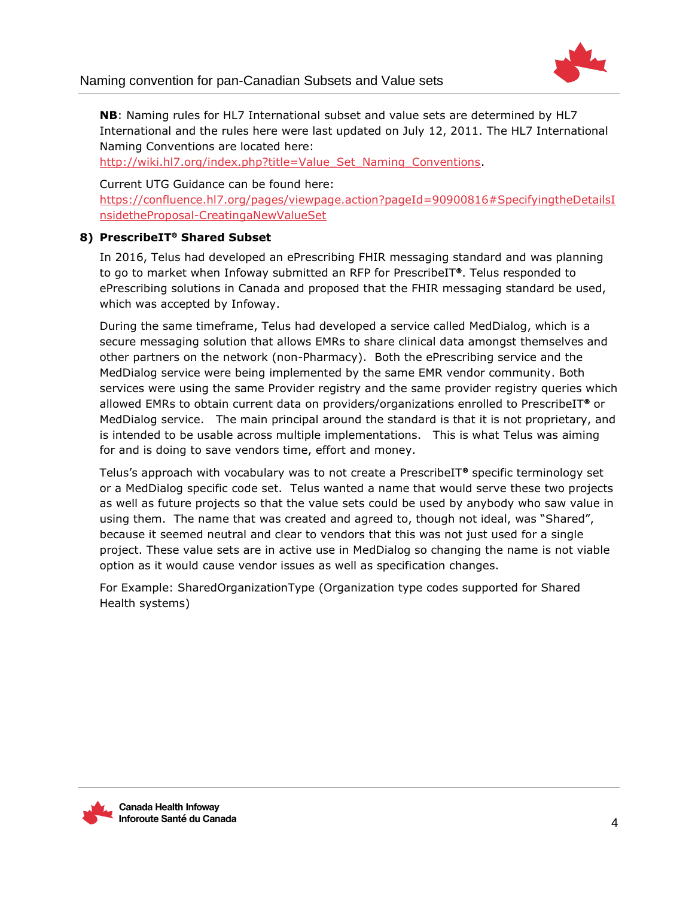**NB**: Naming rules for HL7 International subset and value sets are determined by HL7 International and the rules here were last updated on July 12, 2011. The HL7 International Naming Conventions are located here: http://wiki.hl7.org/index.php?title=Value_Set_Naming_Conventions.

Current UTG Guidance can be found here: https://confluence.hl7.org/pages/viewpage.action?pageId=90900816#SpecifyingtheDetailsInsidetheProposal-CreatingaNewValueSet

## 8) PrescribeIT® Shared Subset

In 2016, Telus had developed an ePrescribing FHIR messaging standard and was planning to go to market when Infoway submitted an RFP for PrescribeIT®. Telus responded to ePrescribing solutions in Canada and proposed that the FHIR messaging standard be used, which was accepted by Infoway.

During the same timeframe, Telus had developed a service called MedDialog, which is a secure messaging solution that allows EMRs to share clinical data amongst themselves and other partners on the network (non-Pharmacy). Both the ePrescribing service and the MedDialog service were being implemented by the same EMR vendor community. Both services were using the same Provider registry and the same provider registry queries which allowed EMRs to obtain current data on providers/organizations enrolled to PrescribeIT® or MedDialog service. The main principal around the standard is that it is not proprietary, and is intended to be usable across multiple implementations. This is what Telus was aiming for and is doing to save vendors time, effort and money.

Telus's approach with vocabulary was to not create a PrescribeIT® specific terminology set or a MedDialog specific code set. Telus wanted a name that would serve these two projects as well as future projects so that the value sets could be used by anybody who saw value in using them. The name that was created and agreed to, though not ideal, was "Shared", because it seemed neutral and clear to vendors that this was not just used for a single project. These value sets are in active use in MedDialog so changing the name is not viable option as it would cause vendor issues as well as specification changes.

For Example: SharedOrganizationType (Organization type codes supported for Shared Health systems)